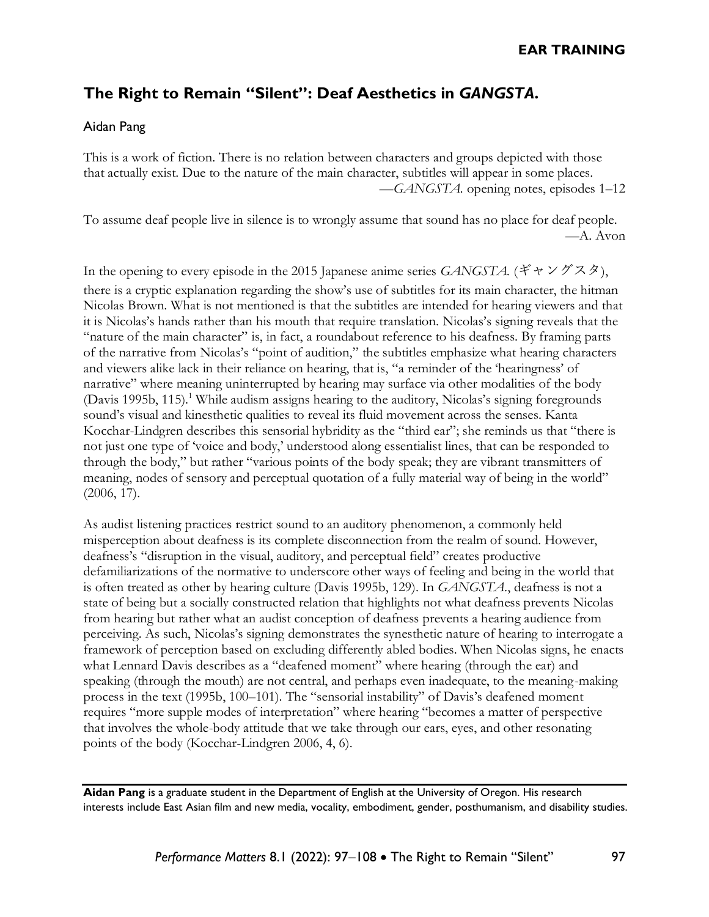## The Right to Remain "Silent": Deaf Aesthetics in *GANGSTA.*

Aidan Pang

This is a work of fiction. There is no relation between characters and groups depicted with those that actually exist. Due to the nature of the main character, subtitles will appear in some places.

—*GANGSTA.* opening notes, episodes 1–12

To assume deaf people live in silence is to wrongly assume that sound has no place for deaf people.

—A. Avon

In the opening to every episode in the 2015 Japanese anime series *GANGSTA.* (ギャングスタ), there is a cryptic explanation regarding the show's use of subtitles for its main character, the hitman Nicolas Brown. What is not mentioned is that the subtitles are intended for hearing viewers and that it is Nicolas's hands rather than his mouth that require translation. Nicolas's signing reveals that the "nature of the main character" is, in fact, a roundabout reference to his deafness. By framing parts of the narrative from Nicolas's "point of audition," the subtitles emphasize what hearing characters and viewers alike lack in their reliance on hearing, that is, "a reminder of the 'hearingness' of narrative" where meaning uninterrupted by hearing may surface via other modalities of the body (Davis 1995b, 115).[1] While audism assigns hearing to the auditory, Nicolas's signing foregrounds sound's visual and kinesthetic qualities to reveal its fluid movement across the senses. Kanta Kocchar-Lindgren describes this sensorial hybridity as the "third ear"; she reminds us that "there is not just one type of 'voice and body,' understood along essentialist lines, that can be responded to through the body," but rather "various points of the body speak; they are vibrant transmitters of meaning, nodes of sensory and perceptual quotation of a fully material way of being in the world" (2006, 17).

As audist listening practices restrict sound to an auditory phenomenon, a commonly held misperception about deafness is its complete disconnection from the realm of sound. However, deafness's "disruption in the visual, auditory, and perceptual field" creates productive defamiliarizations of the normative to underscore other ways of feeling and being in the world that is often treated as other by hearing culture (Davis 1995b, 129). In *GANGSTA.*, deafness is not a state of being but a socially constructed relation that highlights not what deafness prevents Nicolas from hearing but rather what an audist conception of deafness prevents a hearing audience from perceiving. As such, Nicolas's signing demonstrates the synesthetic nature of hearing to interrogate a framework of perception based on excluding differently abled bodies. When Nicolas signs, he enacts what Lennard Davis describes as a "deafened moment" where hearing (through the ear) and speaking (through the mouth) are not central, and perhaps even inadequate, to the meaning-making process in the text (1995b, 100–101). The "sensorial instability" of Davis's deafened moment requires "more supple modes of interpretation" where hearing "becomes a matter of perspective that involves the whole-body attitude that we take through our ears, eyes, and other resonating points of the body (Kocchar-Lindgren 2006, 4, 6).

**Aidan Pang** is a graduate student in the Department of English at the University of Oregon. His research interests include East Asian film and new media, vocality, embodiment, gender, posthumanism, and disability studies.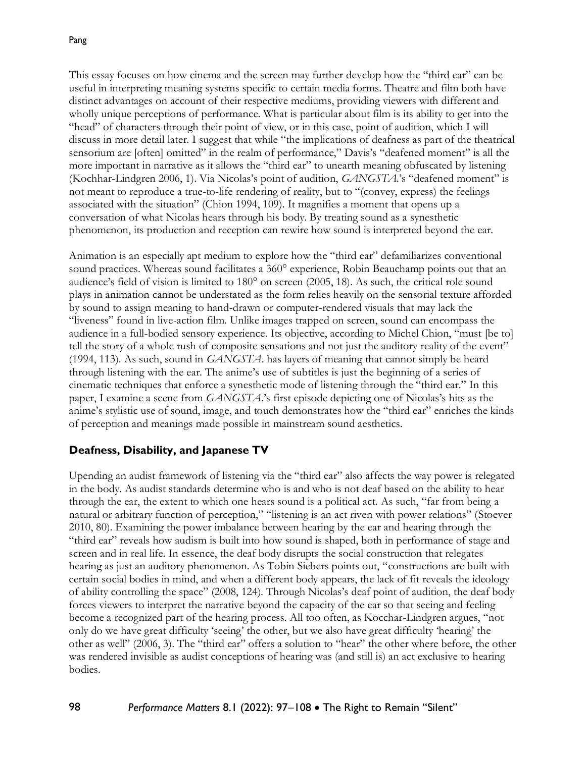This essay focuses on how cinema and the screen may further develop how the "third ear" can be useful in interpreting meaning systems specific to certain media forms. Theatre and film both have distinct advantages on account of their respective mediums, providing viewers with different and wholly unique perceptions of performance. What is particular about film is its ability to get into the "head" of characters through their point of view, or in this case, point of audition, which I will discuss in more detail later. I suggest that while "the implications of deafness as part of the theatrical sensorium are [often] omitted" in the realm of performance," Davis's "deafened moment" is all the more important in narrative as it allows the "third ear" to unearth meaning obfuscated by listening (Kochhar-Lindgren 2006, 1). Via Nicolas's point of audition, *GANGSTA.*'s "deafened moment" is not meant to reproduce a true-to-life rendering of reality, but to "(convey, express) the feelings associated with the situation" (Chion 1994, 109). It magnifies a moment that opens up a conversation of what Nicolas hears through his body. By treating sound as a synesthetic phenomenon, its production and reception can rewire how sound is interpreted beyond the ear.

Animation is an especially apt medium to explore how the "third ear" defamiliarizes conventional sound practices. Whereas sound facilitates a 360° experience, Robin Beauchamp points out that an audience's field of vision is limited to 180° on screen (2005, 18). As such, the critical role sound plays in animation cannot be understated as the form relies heavily on the sensorial texture afforded by sound to assign meaning to hand-drawn or computer-rendered visuals that may lack the "liveness" found in live-action film. Unlike images trapped on screen, sound can encompass the audience in a full-bodied sensory experience. Its objective, according to Michel Chion, "must [be to] tell the story of a whole rush of composite sensations and not just the auditory reality of the event" (1994, 113). As such, sound in *GANGSTA.* has layers of meaning that cannot simply be heard through listening with the ear. The anime's use of subtitles is just the beginning of a series of cinematic techniques that enforce a synesthetic mode of listening through the "third ear." In this paper, I examine a scene from *GANGSTA.*'s first episode depicting one of Nicolas's hits as the anime's stylistic use of sound, image, and touch demonstrates how the "third ear" enriches the kinds of perception and meanings made possible in mainstream sound aesthetics.

## Deafness, Disability, and Japanese TV

Upending an audist framework of listening via the "third ear" also affects the way power is relegated in the body. As audist standards determine who is and who is not deaf based on the ability to hear through the ear, the extent to which one hears sound is a political act. As such, "far from being a natural or arbitrary function of perception," "listening is an act riven with power relations" (Stoever 2010, 80). Examining the power imbalance between hearing by the ear and hearing through the "third ear" reveals how audism is built into how sound is shaped, both in performance of stage and screen and in real life. In essence, the deaf body disrupts the social construction that relegates hearing as just an auditory phenomenon. As Tobin Siebers points out, "constructions are built with certain social bodies in mind, and when a different body appears, the lack of fit reveals the ideology of ability controlling the space" (2008, 124). Through Nicolas's deaf point of audition, the deaf body forces viewers to interpret the narrative beyond the capacity of the ear so that seeing and feeling become a recognized part of the hearing process. All too often, as Kocchar-Lindgren argues, "not only do we have great difficulty 'seeing' the other, but we also have great difficulty 'hearing' the other as well" (2006, 3). The "third ear" offers a solution to "hear" the other where before, the other was rendered invisible as audist conceptions of hearing was (and still is) an act exclusive to hearing bodies.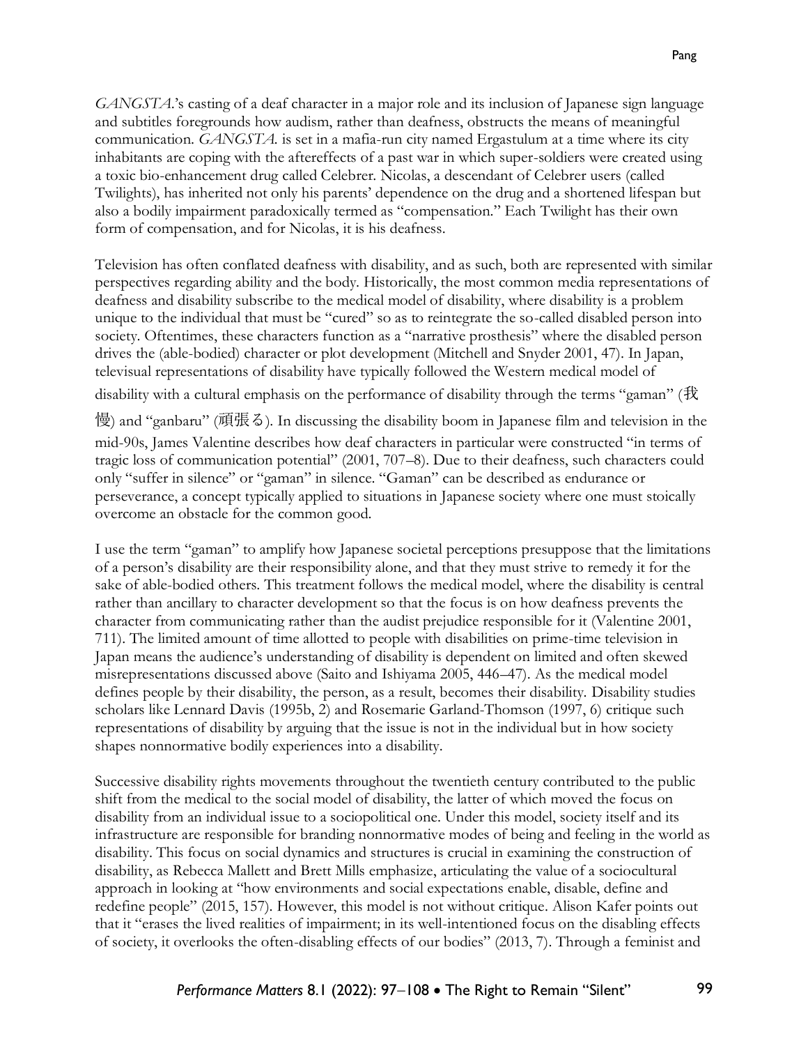*GANGSTA.*'s casting of a deaf character in a major role and its inclusion of Japanese sign language and subtitles foregrounds how audism, rather than deafness, obstructs the means of meaningful communication. *GANGSTA.* is set in a mafia-run city named Ergastulum at a time where its city inhabitants are coping with the aftereffects of a past war in which super-soldiers were created using a toxic bio-enhancement drug called Celebrer. Nicolas, a descendant of Celebrer users (called Twilights), has inherited not only his parents' dependence on the drug and a shortened lifespan but also a bodily impairment paradoxically termed as "compensation." Each Twilight has their own form of compensation, and for Nicolas, it is his deafness.

Television has often conflated deafness with disability, and as such, both are represented with similar perspectives regarding ability and the body. Historically, the most common media representations of deafness and disability subscribe to the medical model of disability, where disability is a problem unique to the individual that must be "cured" so as to reintegrate the so-called disabled person into society. Oftentimes, these characters function as a "narrative prosthesis" where the disabled person drives the (able-bodied) character or plot development (Mitchell and Snyder 2001, 47). In Japan, televisual representations of disability have typically followed the Western medical model of disability with a cultural emphasis on the performance of disability through the terms "gaman" (我慢) and "ganbaru" (頑張る). In discussing the disability boom in Japanese film and television in the mid-90s, James Valentine describes how deaf characters in particular were constructed "in terms of tragic loss of communication potential" (2001, 707–8). Due to their deafness, such characters could only "suffer in silence" or "gaman" in silence. "Gaman" can be described as endurance or perseverance, a concept typically applied to situations in Japanese society where one must stoically overcome an obstacle for the common good.

I use the term "gaman" to amplify how Japanese societal perceptions presuppose that the limitations of a person's disability are their responsibility alone, and that they must strive to remedy it for the sake of able-bodied others. This treatment follows the medical model, where the disability is central rather than ancillary to character development so that the focus is on how deafness prevents the character from communicating rather than the audist prejudice responsible for it (Valentine 2001, 711). The limited amount of time allotted to people with disabilities on prime-time television in Japan means the audience's understanding of disability is dependent on limited and often skewed misrepresentations discussed above (Saito and Ishiyama 2005, 446–47). As the medical model defines people by their disability, the person, as a result, becomes their disability. Disability studies scholars like Lennard Davis (1995b, 2) and Rosemarie Garland-Thomson (1997, 6) critique such representations of disability by arguing that the issue is not in the individual but in how society shapes nonnormative bodily experiences into a disability.

Successive disability rights movements throughout the twentieth century contributed to the public shift from the medical to the social model of disability, the latter of which moved the focus on disability from an individual issue to a sociopolitical one. Under this model, society itself and its infrastructure are responsible for branding nonnormative modes of being and feeling in the world as disability. This focus on social dynamics and structures is crucial in examining the construction of disability, as Rebecca Mallett and Brett Mills emphasize, articulating the value of a sociocultural approach in looking at "how environments and social expectations enable, disable, define and redefine people" (2015, 157). However, this model is not without critique. Alison Kafer points out that it "erases the lived realities of impairment; in its well-intentioned focus on the disabling effects of society, it overlooks the often-disabling effects of our bodies" (2013, 7). Through a feminist and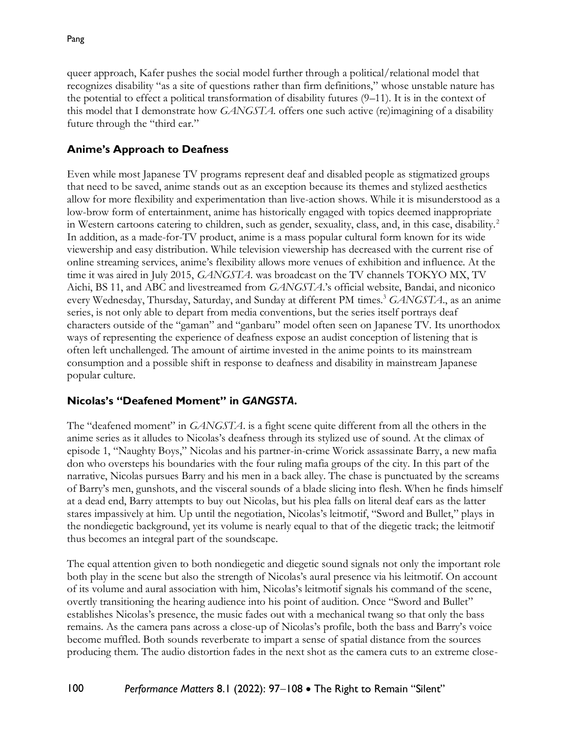queer approach, Kafer pushes the social model further through a political/relational model that recognizes disability "as a site of questions rather than firm definitions," whose unstable nature has the potential to effect a political transformation of disability futures (9–11). It is in the context of this model that I demonstrate how *GANGSTA.* offers one such active (re)imagining of a disability future through the "third ear."

## Anime's Approach to Deafness

Even while most Japanese TV programs represent deaf and disabled people as stigmatized groups that need to be saved, anime stands out as an exception because its themes and stylized aesthetics allow for more flexibility and experimentation than live-action shows. While it is misunderstood as a low-brow form of entertainment, anime has historically engaged with topics deemed inappropriate in Western cartoons catering to children, such as gender, sexuality, class, and, in this case, disability.[2] In addition, as a made-for-TV product, anime is a mass popular cultural form known for its wide viewership and easy distribution. While television viewership has decreased with the current rise of online streaming services, anime's flexibility allows more venues of exhibition and influence. At the time it was aired in July 2015, *GANGSTA.* was broadcast on the TV channels TOKYO MX, TV Aichi, BS 11, and ABC and livestreamed from *GANGSTA.*'s official website, Bandai, and niconico every Wednesday, Thursday, Saturday, and Sunday at different PM times.[3] *GANGSTA.*, as an anime series, is not only able to depart from media conventions, but the series itself portrays deaf characters outside of the "gaman" and "ganbaru" model often seen on Japanese TV. Its unorthodox ways of representing the experience of deafness expose an audist conception of listening that is often left unchallenged. The amount of airtime invested in the anime points to its mainstream consumption and a possible shift in response to deafness and disability in mainstream Japanese popular culture.

## Nicolas's "Deafened Moment" in *GANGSTA.*

The "deafened moment" in *GANGSTA.* is a fight scene quite different from all the others in the anime series as it alludes to Nicolas's deafness through its stylized use of sound. At the climax of episode 1, "Naughty Boys," Nicolas and his partner-in-crime Worick assassinate Barry, a new mafia don who oversteps his boundaries with the four ruling mafia groups of the city. In this part of the narrative, Nicolas pursues Barry and his men in a back alley. The chase is punctuated by the screams of Barry's men, gunshots, and the visceral sounds of a blade slicing into flesh. When he finds himself at a dead end, Barry attempts to buy out Nicolas, but his plea falls on literal deaf ears as the latter stares impassively at him. Up until the negotiation, Nicolas's leitmotif, "Sword and Bullet," plays in the nondiegetic background, yet its volume is nearly equal to that of the diegetic track; the leitmotif thus becomes an integral part of the soundscape.

The equal attention given to both nondiegetic and diegetic sound signals not only the important role both play in the scene but also the strength of Nicolas's aural presence via his leitmotif. On account of its volume and aural association with him, Nicolas's leitmotif signals his command of the scene, overtly transitioning the hearing audience into his point of audition. Once "Sword and Bullet" establishes Nicolas's presence, the music fades out with a mechanical twang so that only the bass remains. As the camera pans across a close-up of Nicolas's profile, both the bass and Barry's voice become muffled. Both sounds reverberate to impart a sense of spatial distance from the sources producing them. The audio distortion fades in the next shot as the camera cuts to an extreme close-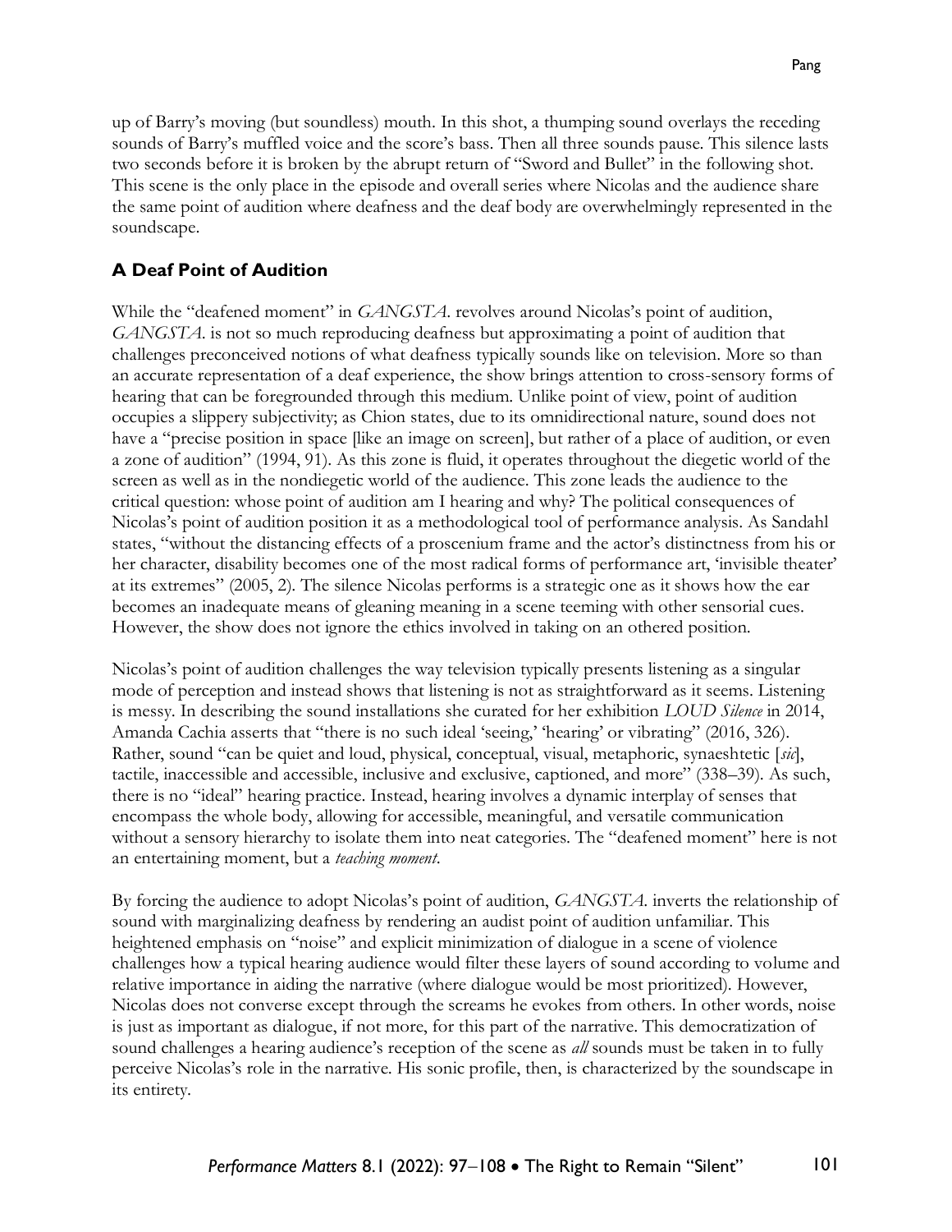up of Barry's moving (but soundless) mouth. In this shot, a thumping sound overlays the receding sounds of Barry's muffled voice and the score's bass. Then all three sounds pause. This silence lasts two seconds before it is broken by the abrupt return of "Sword and Bullet" in the following shot. This scene is the only place in the episode and overall series where Nicolas and the audience share the same point of audition where deafness and the deaf body are overwhelmingly represented in the soundscape.

## A Deaf Point of Audition

While the "deafened moment" in *GANGSTA.* revolves around Nicolas's point of audition, *GANGSTA.* is not so much reproducing deafness but approximating a point of audition that challenges preconceived notions of what deafness typically sounds like on television. More so than an accurate representation of a deaf experience, the show brings attention to cross-sensory forms of hearing that can be foregrounded through this medium. Unlike point of view, point of audition occupies a slippery subjectivity; as Chion states, due to its omnidirectional nature, sound does not have a "precise position in space [like an image on screen], but rather of a place of audition, or even a zone of audition" (1994, 91). As this zone is fluid, it operates throughout the diegetic world of the screen as well as in the nondiegetic world of the audience. This zone leads the audience to the critical question: whose point of audition am I hearing and why? The political consequences of Nicolas's point of audition position it as a methodological tool of performance analysis. As Sandahl states, "without the distancing effects of a proscenium frame and the actor's distinctness from his or her character, disability becomes one of the most radical forms of performance art, 'invisible theater' at its extremes" (2005, 2). The silence Nicolas performs is a strategic one as it shows how the ear becomes an inadequate means of gleaning meaning in a scene teeming with other sensorial cues. However, the show does not ignore the ethics involved in taking on an othered position.

Nicolas's point of audition challenges the way television typically presents listening as a singular mode of perception and instead shows that listening is not as straightforward as it seems. Listening is messy. In describing the sound installations she curated for her exhibition *LOUD Silence* in 2014, Amanda Cachia asserts that "there is no such ideal 'seeing,' 'hearing' or vibrating" (2016, 326). Rather, sound "can be quiet and loud, physical, conceptual, visual, metaphoric, synaeshtetic [*sic*], tactile, inaccessible and accessible, inclusive and exclusive, captioned, and more" (338–39). As such, there is no "ideal" hearing practice. Instead, hearing involves a dynamic interplay of senses that encompass the whole body, allowing for accessible, meaningful, and versatile communication without a sensory hierarchy to isolate them into neat categories. The "deafened moment" here is not an entertaining moment, but a *teaching moment*.

By forcing the audience to adopt Nicolas's point of audition, *GANGSTA.* inverts the relationship of sound with marginalizing deafness by rendering an audist point of audition unfamiliar. This heightened emphasis on "noise" and explicit minimization of dialogue in a scene of violence challenges how a typical hearing audience would filter these layers of sound according to volume and relative importance in aiding the narrative (where dialogue would be most prioritized). However, Nicolas does not converse except through the screams he evokes from others. In other words, noise is just as important as dialogue, if not more, for this part of the narrative. This democratization of sound challenges a hearing audience's reception of the scene as *all* sounds must be taken in to fully perceive Nicolas's role in the narrative. His sonic profile, then, is characterized by the soundscape in its entirety.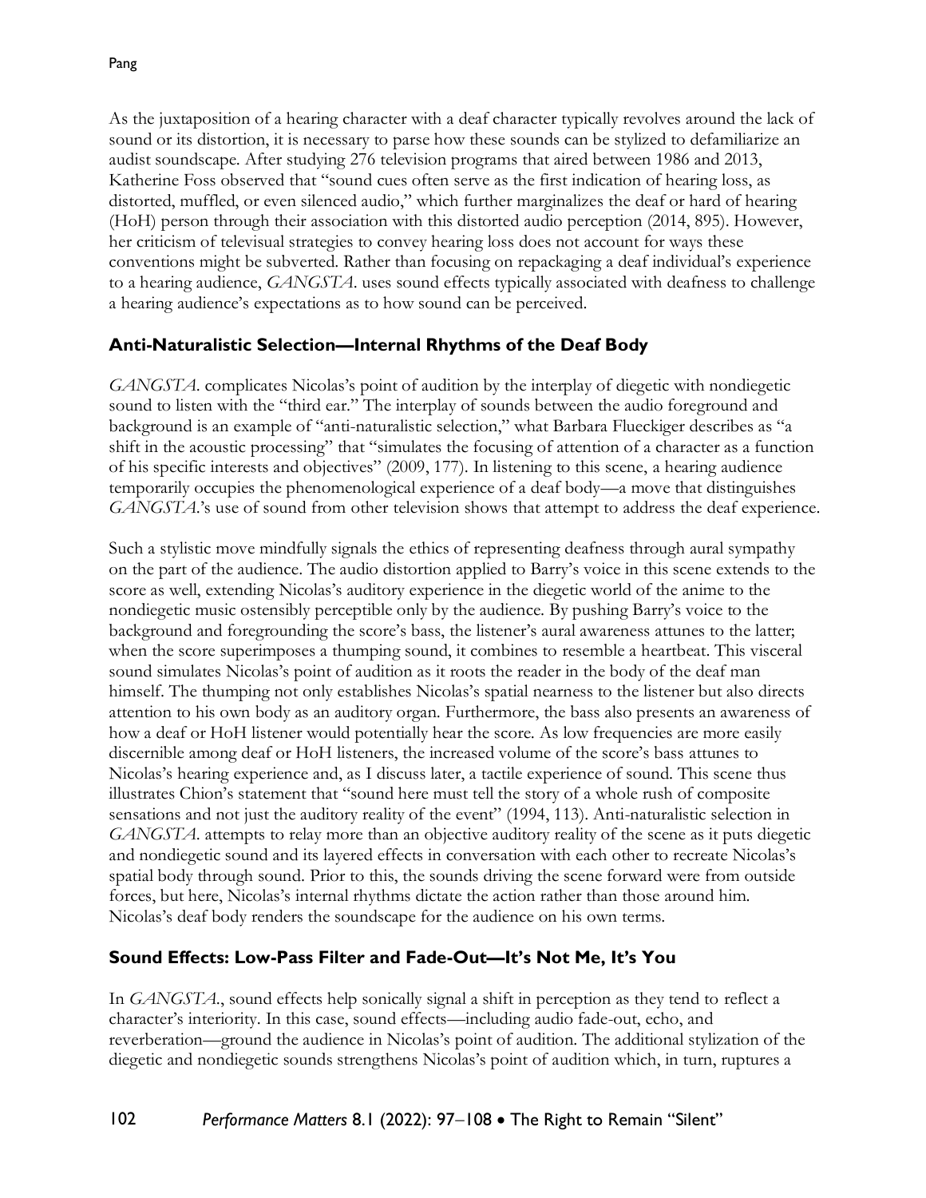As the juxtaposition of a hearing character with a deaf character typically revolves around the lack of sound or its distortion, it is necessary to parse how these sounds can be stylized to defamiliarize an audist soundscape. After studying 276 television programs that aired between 1986 and 2013, Katherine Foss observed that "sound cues often serve as the first indication of hearing loss, as distorted, muffled, or even silenced audio," which further marginalizes the deaf or hard of hearing (HoH) person through their association with this distorted audio perception (2014, 895). However, her criticism of televisual strategies to convey hearing loss does not account for ways these conventions might be subverted. Rather than focusing on repackaging a deaf individual's experience to a hearing audience, *GANGSTA.* uses sound effects typically associated with deafness to challenge a hearing audience's expectations as to how sound can be perceived.

## Anti-Naturalistic Selection—Internal Rhythms of the Deaf Body

*GANGSTA.* complicates Nicolas's point of audition by the interplay of diegetic with nondiegetic sound to listen with the "third ear." The interplay of sounds between the audio foreground and background is an example of "anti-naturalistic selection," what Barbara Flueckiger describes as "a shift in the acoustic processing" that "simulates the focusing of attention of a character as a function of his specific interests and objectives" (2009, 177). In listening to this scene, a hearing audience temporarily occupies the phenomenological experience of a deaf body—a move that distinguishes *GANGSTA.*'s use of sound from other television shows that attempt to address the deaf experience.

Such a stylistic move mindfully signals the ethics of representing deafness through aural sympathy on the part of the audience. The audio distortion applied to Barry's voice in this scene extends to the score as well, extending Nicolas's auditory experience in the diegetic world of the anime to the nondiegetic music ostensibly perceptible only by the audience. By pushing Barry's voice to the background and foregrounding the score's bass, the listener's aural awareness attunes to the latter; when the score superimposes a thumping sound, it combines to resemble a heartbeat. This visceral sound simulates Nicolas's point of audition as it roots the reader in the body of the deaf man himself. The thumping not only establishes Nicolas's spatial nearness to the listener but also directs attention to his own body as an auditory organ. Furthermore, the bass also presents an awareness of how a deaf or HoH listener would potentially hear the score. As low frequencies are more easily discernible among deaf or HoH listeners, the increased volume of the score's bass attunes to Nicolas's hearing experience and, as I discuss later, a tactile experience of sound. This scene thus illustrates Chion's statement that "sound here must tell the story of a whole rush of composite sensations and not just the auditory reality of the event" (1994, 113). Anti-naturalistic selection in *GANGSTA.* attempts to relay more than an objective auditory reality of the scene as it puts diegetic and nondiegetic sound and its layered effects in conversation with each other to recreate Nicolas's spatial body through sound. Prior to this, the sounds driving the scene forward were from outside forces, but here, Nicolas's internal rhythms dictate the action rather than those around him. Nicolas's deaf body renders the soundscape for the audience on his own terms.

## Sound Effects: Low-Pass Filter and Fade-Out—It's Not Me, It's You

In *GANGSTA.*, sound effects help sonically signal a shift in perception as they tend to reflect a character's interiority. In this case, sound effects—including audio fade-out, echo, and reverberation—ground the audience in Nicolas's point of audition. The additional stylization of the diegetic and nondiegetic sounds strengthens Nicolas's point of audition which, in turn, ruptures a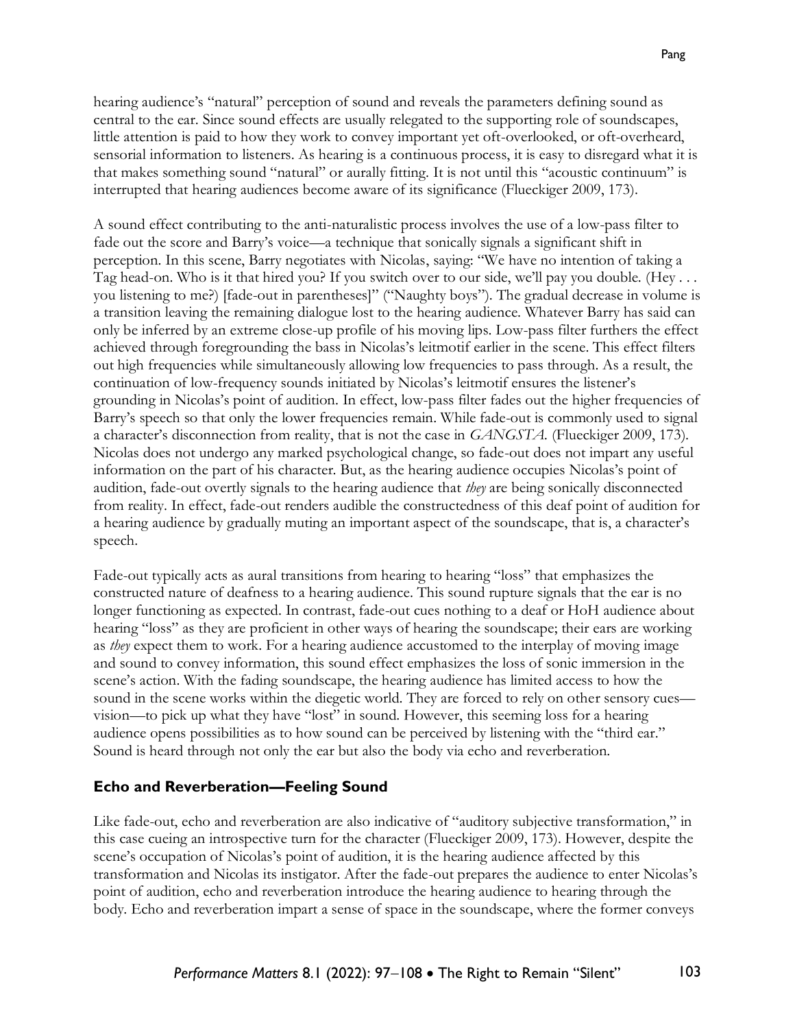hearing audience's "natural" perception of sound and reveals the parameters defining sound as central to the ear. Since sound effects are usually relegated to the supporting role of soundscapes, little attention is paid to how they work to convey important yet oft-overlooked, or oft-overheard, sensorial information to listeners. As hearing is a continuous process, it is easy to disregard what it is that makes something sound "natural" or aurally fitting. It is not until this "acoustic continuum" is interrupted that hearing audiences become aware of its significance (Flueckiger 2009, 173).

A sound effect contributing to the anti-naturalistic process involves the use of a low-pass filter to fade out the score and Barry's voice—a technique that sonically signals a significant shift in perception. In this scene, Barry negotiates with Nicolas, saying: "We have no intention of taking a Tag head-on. Who is it that hired you? If you switch over to our side, we'll pay you double. (Hey . . . you listening to me?) [fade-out in parentheses]" ("Naughty boys"). The gradual decrease in volume is a transition leaving the remaining dialogue lost to the hearing audience. Whatever Barry has said can only be inferred by an extreme close-up profile of his moving lips. Low-pass filter furthers the effect achieved through foregrounding the bass in Nicolas's leitmotif earlier in the scene. This effect filters out high frequencies while simultaneously allowing low frequencies to pass through. As a result, the continuation of low-frequency sounds initiated by Nicolas's leitmotif ensures the listener's grounding in Nicolas's point of audition. In effect, low-pass filter fades out the higher frequencies of Barry's speech so that only the lower frequencies remain. While fade-out is commonly used to signal a character's disconnection from reality, that is not the case in *GANGSTA*. (Flueckiger 2009, 173). Nicolas does not undergo any marked psychological change, so fade-out does not impart any useful information on the part of his character. But, as the hearing audience occupies Nicolas's point of audition, fade-out overtly signals to the hearing audience that *they* are being sonically disconnected from reality. In effect, fade-out renders audible the constructedness of this deaf point of audition for a hearing audience by gradually muting an important aspect of the soundscape, that is, a character's speech.

Fade-out typically acts as aural transitions from hearing to hearing "loss" that emphasizes the constructed nature of deafness to a hearing audience. This sound rupture signals that the ear is no longer functioning as expected. In contrast, fade-out cues nothing to a deaf or HoH audience about hearing "loss" as they are proficient in other ways of hearing the soundscape; their ears are working as *they* expect them to work. For a hearing audience accustomed to the interplay of moving image and sound to convey information, this sound effect emphasizes the loss of sonic immersion in the scene's action. With the fading soundscape, the hearing audience has limited access to how the sound in the scene works within the diegetic world. They are forced to rely on other sensory cues—vision—to pick up what they have "lost" in sound. However, this seeming loss for a hearing audience opens possibilities as to how sound can be perceived by listening with the "third ear." Sound is heard through not only the ear but also the body via echo and reverberation.

## Echo and Reverberation—Feeling Sound

Like fade-out, echo and reverberation are also indicative of "auditory subjective transformation," in this case cueing an introspective turn for the character (Flueckiger 2009, 173). However, despite the scene's occupation of Nicolas's point of audition, it is the hearing audience affected by this transformation and Nicolas its instigator. After the fade-out prepares the audience to enter Nicolas's point of audition, echo and reverberation introduce the hearing audience to hearing through the body. Echo and reverberation impart a sense of space in the soundscape, where the former conveys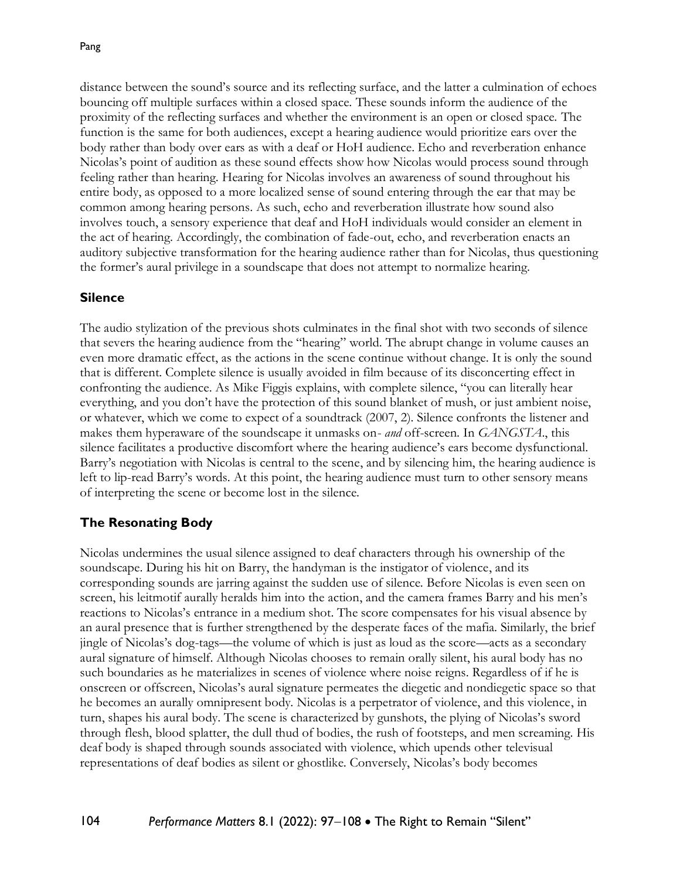distance between the sound's source and its reflecting surface, and the latter a culmination of echoes bouncing off multiple surfaces within a closed space. These sounds inform the audience of the proximity of the reflecting surfaces and whether the environment is an open or closed space. The function is the same for both audiences, except a hearing audience would prioritize ears over the body rather than body over ears as with a deaf or HoH audience. Echo and reverberation enhance Nicolas's point of audition as these sound effects show how Nicolas would process sound through feeling rather than hearing. Hearing for Nicolas involves an awareness of sound throughout his entire body, as opposed to a more localized sense of sound entering through the ear that may be common among hearing persons. As such, echo and reverberation illustrate how sound also involves touch, a sensory experience that deaf and HoH individuals would consider an element in the act of hearing. Accordingly, the combination of fade-out, echo, and reverberation enacts an auditory subjective transformation for the hearing audience rather than for Nicolas, thus questioning the former's aural privilege in a soundscape that does not attempt to normalize hearing.

## Silence

The audio stylization of the previous shots culminates in the final shot with two seconds of silence that severs the hearing audience from the "hearing" world. The abrupt change in volume causes an even more dramatic effect, as the actions in the scene continue without change. It is only the sound that is different. Complete silence is usually avoided in film because of its disconcerting effect in confronting the audience. As Mike Figgis explains, with complete silence, "you can literally hear everything, and you don't have the protection of this sound blanket of mush, or just ambient noise, or whatever, which we come to expect of a soundtrack (2007, 2). Silence confronts the listener and makes them hyperaware of the soundscape it unmasks on- *and* off-screen. In *GANGSTA.*, this silence facilitates a productive discomfort where the hearing audience's ears become dysfunctional. Barry's negotiation with Nicolas is central to the scene, and by silencing him, the hearing audience is left to lip-read Barry's words. At this point, the hearing audience must turn to other sensory means of interpreting the scene or become lost in the silence.

## The Resonating Body

Nicolas undermines the usual silence assigned to deaf characters through his ownership of the soundscape. During his hit on Barry, the handyman is the instigator of violence, and its corresponding sounds are jarring against the sudden use of silence. Before Nicolas is even seen on screen, his leitmotif aurally heralds him into the action, and the camera frames Barry and his men's reactions to Nicolas's entrance in a medium shot. The score compensates for his visual absence by an aural presence that is further strengthened by the desperate faces of the mafia. Similarly, the brief jingle of Nicolas's dog-tags—the volume of which is just as loud as the score—acts as a secondary aural signature of himself. Although Nicolas chooses to remain orally silent, his aural body has no such boundaries as he materializes in scenes of violence where noise reigns. Regardless of if he is onscreen or offscreen, Nicolas's aural signature permeates the diegetic and nondiegetic space so that he becomes an aurally omnipresent body. Nicolas is a perpetrator of violence, and this violence, in turn, shapes his aural body. The scene is characterized by gunshots, the plying of Nicolas's sword through flesh, blood splatter, the dull thud of bodies, the rush of footsteps, and men screaming. His deaf body is shaped through sounds associated with violence, which upends other televisual representations of deaf bodies as silent or ghostlike. Conversely, Nicolas's body becomes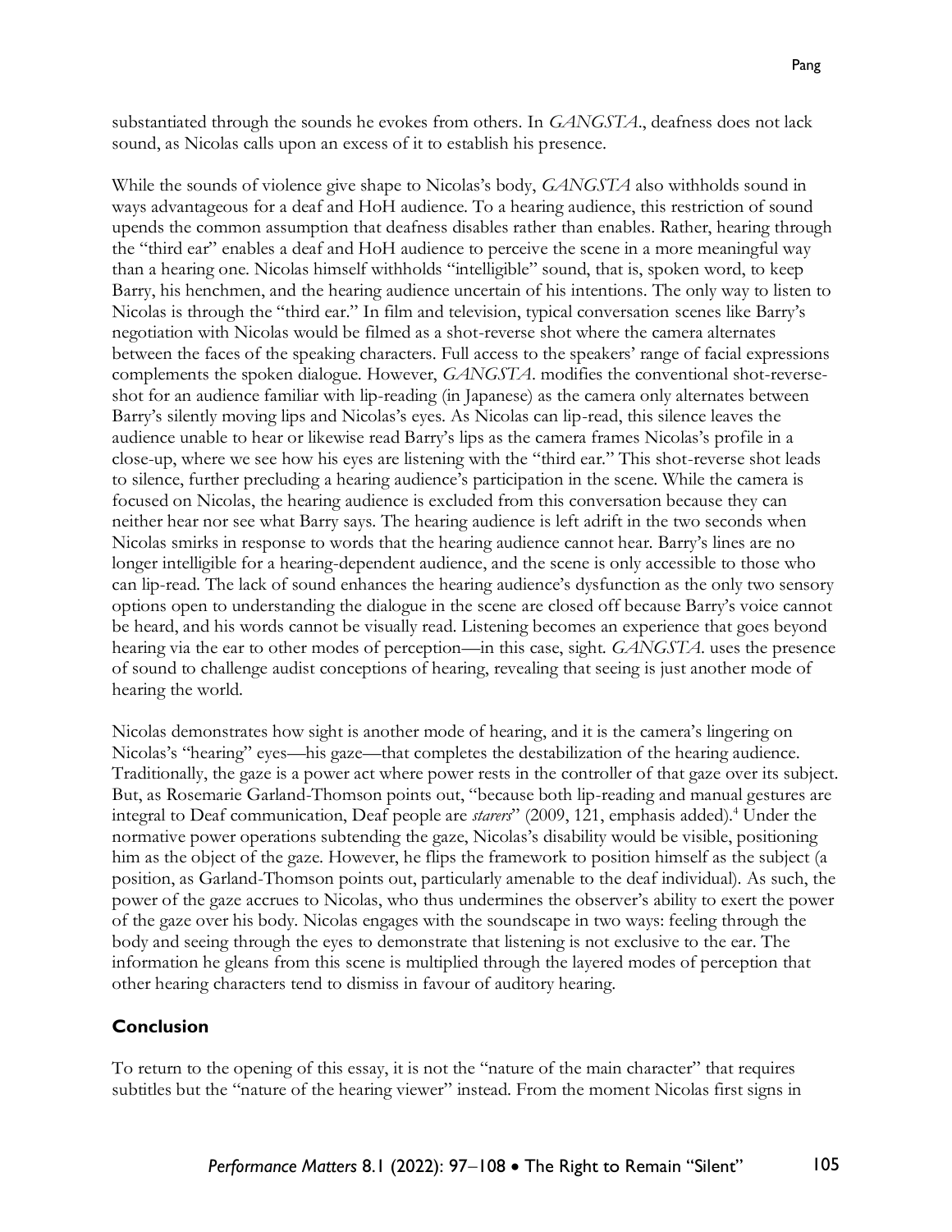substantiated through the sounds he evokes from others. In *GANGSTA*., deafness does not lack sound, as Nicolas calls upon an excess of it to establish his presence.

While the sounds of violence give shape to Nicolas's body, *GANGSTA* also withholds sound in ways advantageous for a deaf and HoH audience. To a hearing audience, this restriction of sound upends the common assumption that deafness disables rather than enables. Rather, hearing through the "third ear" enables a deaf and HoH audience to perceive the scene in a more meaningful way than a hearing one. Nicolas himself withholds "intelligible" sound, that is, spoken word, to keep Barry, his henchmen, and the hearing audience uncertain of his intentions. The only way to listen to Nicolas is through the "third ear." In film and television, typical conversation scenes like Barry's negotiation with Nicolas would be filmed as a shot-reverse shot where the camera alternates between the faces of the speaking characters. Full access to the speakers' range of facial expressions complements the spoken dialogue. However, *GANGSTA*. modifies the conventional shot-reverse-shot for an audience familiar with lip-reading (in Japanese) as the camera only alternates between Barry's silently moving lips and Nicolas's eyes. As Nicolas can lip-read, this silence leaves the audience unable to hear or likewise read Barry's lips as the camera frames Nicolas's profile in a close-up, where we see how his eyes are listening with the "third ear." This shot-reverse shot leads to silence, further precluding a hearing audience's participation in the scene. While the camera is focused on Nicolas, the hearing audience is excluded from this conversation because they can neither hear nor see what Barry says. The hearing audience is left adrift in the two seconds when Nicolas smirks in response to words that the hearing audience cannot hear. Barry's lines are no longer intelligible for a hearing-dependent audience, and the scene is only accessible to those who can lip-read. The lack of sound enhances the hearing audience's dysfunction as the only two sensory options open to understanding the dialogue in the scene are closed off because Barry's voice cannot be heard, and his words cannot be visually read. Listening becomes an experience that goes beyond hearing via the ear to other modes of perception—in this case, sight. *GANGSTA*. uses the presence of sound to challenge audist conceptions of hearing, revealing that seeing is just another mode of hearing the world.

Nicolas demonstrates how sight is another mode of hearing, and it is the camera's lingering on Nicolas's "hearing" eyes—his gaze—that completes the destabilization of the hearing audience. Traditionally, the gaze is a power act where power rests in the controller of that gaze over its subject. But, as Rosemarie Garland-Thomson points out, "because both lip-reading and manual gestures are integral to Deaf communication, Deaf people are *starers*" (2009, 121, emphasis added).[4] Under the normative power operations subtending the gaze, Nicolas's disability would be visible, positioning him as the object of the gaze. However, he flips the framework to position himself as the subject (a position, as Garland-Thomson points out, particularly amenable to the deaf individual). As such, the power of the gaze accrues to Nicolas, who thus undermines the observer's ability to exert the power of the gaze over his body. Nicolas engages with the soundscape in two ways: feeling through the body and seeing through the eyes to demonstrate that listening is not exclusive to the ear. The information he gleans from this scene is multiplied through the layered modes of perception that other hearing characters tend to dismiss in favour of auditory hearing.

## Conclusion

To return to the opening of this essay, it is not the "nature of the main character" that requires subtitles but the "nature of the hearing viewer" instead. From the moment Nicolas first signs in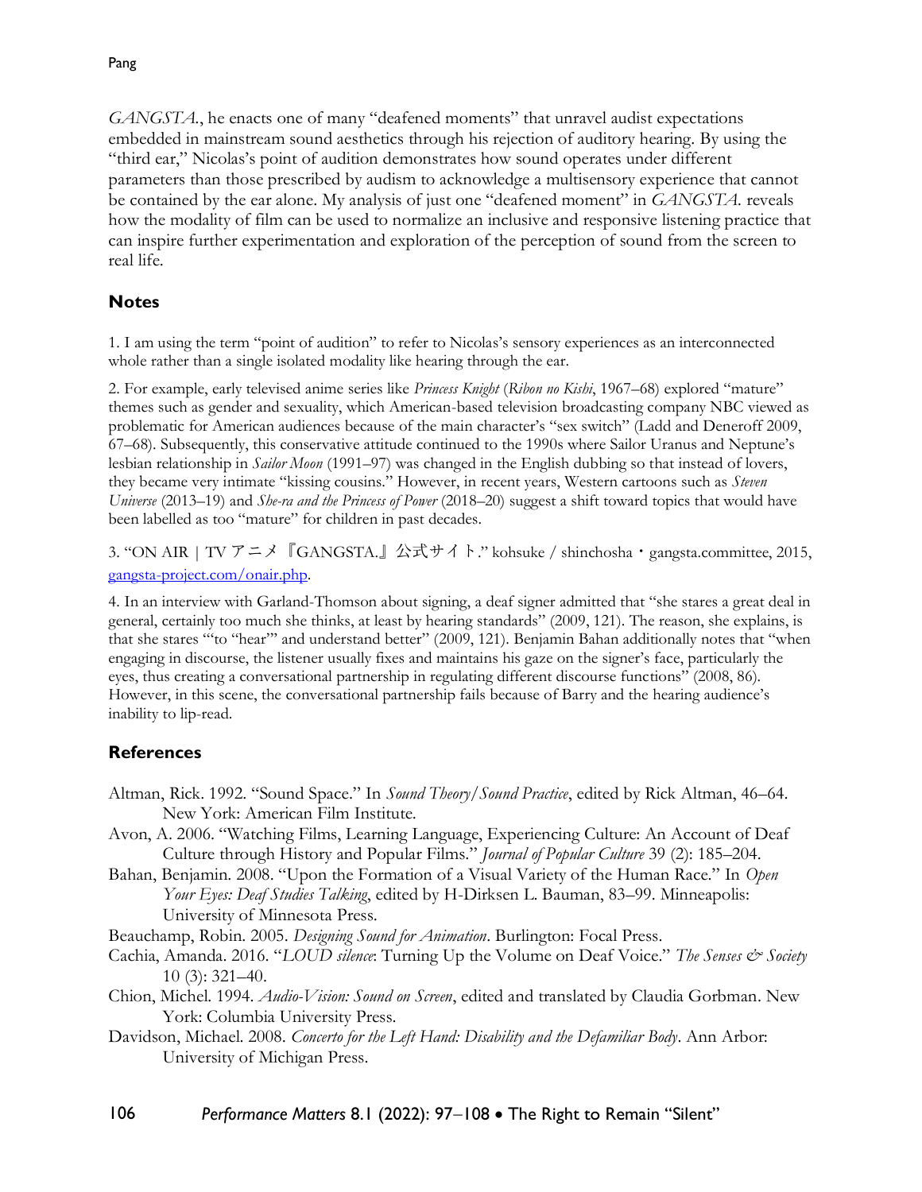*GANGSTA.*, he enacts one of many "deafened moments" that unravel audist expectations embedded in mainstream sound aesthetics through his rejection of auditory hearing. By using the "third ear," Nicolas's point of audition demonstrates how sound operates under different parameters than those prescribed by audism to acknowledge a multisensory experience that cannot be contained by the ear alone. My analysis of just one "deafened moment" in *GANGSTA.* reveals how the modality of film can be used to normalize an inclusive and responsive listening practice that can inspire further experimentation and exploration of the perception of sound from the screen to real life.

## Notes

1. I am using the term "point of audition" to refer to Nicolas's sensory experiences as an interconnected whole rather than a single isolated modality like hearing through the ear.

2. For example, early televised anime series like *Princess Knight* (*Ribon no Kishi*, 1967–68) explored "mature" themes such as gender and sexuality, which American-based television broadcasting company NBC viewed as problematic for American audiences because of the main character's "sex switch" (Ladd and Deneroff 2009, 67–68). Subsequently, this conservative attitude continued to the 1990s where Sailor Uranus and Neptune's lesbian relationship in *Sailor Moon* (1991–97) was changed in the English dubbing so that instead of lovers, they became very intimate "kissing cousins." However, in recent years, Western cartoons such as *Steven Universe* (2013–19) and *She-ra and the Princess of Power* (2018–20) suggest a shift toward topics that would have been labelled as too "mature" for children in past decades.

3. "ON AIR｜TV アニメ『GANGSTA.』公式サイト." kohsuke / shinchosha・gangsta.committee, 2015, gangsta-project.com/onair.php.

4. In an interview with Garland-Thomson about signing, a deaf signer admitted that "she stares a great deal in general, certainly too much she thinks, at least by hearing standards" (2009, 121). The reason, she explains, is that she stares "'to "hear"' and understand better" (2009, 121). Benjamin Bahan additionally notes that "when engaging in discourse, the listener usually fixes and maintains his gaze on the signer's face, particularly the eyes, thus creating a conversational partnership in regulating different discourse functions" (2008, 86). However, in this scene, the conversational partnership fails because of Barry and the hearing audience's inability to lip-read.

## References

Altman, Rick. 1992. "Sound Space." In *Sound Theory/Sound Practice*, edited by Rick Altman, 46–64. New York: American Film Institute.

Avon, A. 2006. "Watching Films, Learning Language, Experiencing Culture: An Account of Deaf Culture through History and Popular Films." *Journal of Popular Culture* 39 (2): 185–204.

Bahan, Benjamin. 2008. "Upon the Formation of a Visual Variety of the Human Race." In *Open Your Eyes: Deaf Studies Talking*, edited by H-Dirksen L. Bauman, 83–99. Minneapolis: University of Minnesota Press.

Beauchamp, Robin. 2005. *Designing Sound for Animation*. Burlington: Focal Press.

Cachia, Amanda. 2016. "*LOUD silence*: Turning Up the Volume on Deaf Voice." *The Senses & Society* 10 (3): 321–40.

Chion, Michel. 1994. *Audio-Vision: Sound on Screen*, edited and translated by Claudia Gorbman. New York: Columbia University Press.

Davidson, Michael. 2008. *Concerto for the Left Hand: Disability and the Defamiliar Body*. Ann Arbor: University of Michigan Press.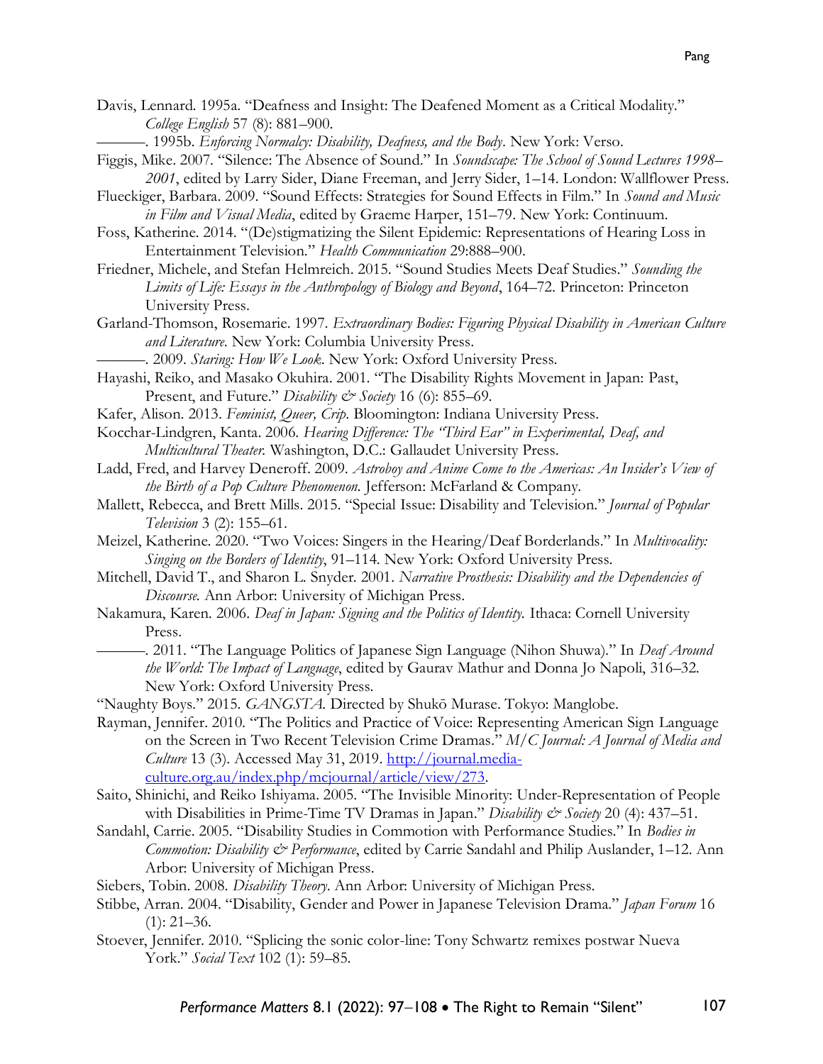Davis, Lennard. 1995a. "Deafness and Insight: The Deafened Moment as a Critical Modality." *College English* 57 (8): 881–900.

———. 1995b. *Enforcing Normalcy: Disability, Deafness, and the Body*. New York: Verso.

Figgis, Mike. 2007. "Silence: The Absence of Sound." In *Soundscape: The School of Sound Lectures 1998–2001*, edited by Larry Sider, Diane Freeman, and Jerry Sider, 1–14. London: Wallflower Press.

Flueckiger, Barbara. 2009. "Sound Effects: Strategies for Sound Effects in Film." In *Sound and Music in Film and Visual Media*, edited by Graeme Harper, 151–79. New York: Continuum.

Foss, Katherine. 2014. "(De)stigmatizing the Silent Epidemic: Representations of Hearing Loss in Entertainment Television." *Health Communication* 29:888–900.

Friedner, Michele, and Stefan Helmreich. 2015. "Sound Studies Meets Deaf Studies." *Sounding the Limits of Life: Essays in the Anthropology of Biology and Beyond*, 164–72. Princeton: Princeton University Press.

Garland-Thomson, Rosemarie. 1997. *Extraordinary Bodies: Figuring Physical Disability in American Culture and Literature*. New York: Columbia University Press.

———. 2009. *Staring: How We Look*. New York: Oxford University Press.

Hayashi, Reiko, and Masako Okuhira. 2001. "The Disability Rights Movement in Japan: Past, Present, and Future." *Disability & Society* 16 (6): 855–69.

Kafer, Alison. 2013. *Feminist, Queer, Crip*. Bloomington: Indiana University Press.

Kocchar-Lindgren, Kanta. 2006. *Hearing Difference: The "Third Ear" in Experimental, Deaf, and Multicultural Theater*. Washington, D.C.: Gallaudet University Press.

Ladd, Fred, and Harvey Deneroff. 2009. *Astroboy and Anime Come to the Americas: An Insider's View of the Birth of a Pop Culture Phenomenon*. Jefferson: McFarland & Company.

Mallett, Rebecca, and Brett Mills. 2015. "Special Issue: Disability and Television." *Journal of Popular Television* 3 (2): 155–61.

Meizel, Katherine. 2020. "Two Voices: Singers in the Hearing/Deaf Borderlands." In *Multivocality: Singing on the Borders of Identity*, 91–114. New York: Oxford University Press.

Mitchell, David T., and Sharon L. Snyder. 2001. *Narrative Prosthesis: Disability and the Dependencies of Discourse*. Ann Arbor: University of Michigan Press.

Nakamura, Karen. 2006. *Deaf in Japan: Signing and the Politics of Identity*. Ithaca: Cornell University Press.

———. 2011. "The Language Politics of Japanese Sign Language (Nihon Shuwa)." In *Deaf Around the World: The Impact of Language*, edited by Gaurav Mathur and Donna Jo Napoli, 316–32. New York: Oxford University Press.

"Naughty Boys." 2015. *GANGSTA*. Directed by Shukō Murase. Tokyo: Manglobe.

Rayman, Jennifer. 2010. "The Politics and Practice of Voice: Representing American Sign Language on the Screen in Two Recent Television Crime Dramas." *M/C Journal: A Journal of Media and Culture* 13 (3). Accessed May 31, 2019. http://journal.media-culture.org.au/index.php/mcjournal/article/view/273.

Saito, Shinichi, and Reiko Ishiyama. 2005. "The Invisible Minority: Under-Representation of People with Disabilities in Prime-Time TV Dramas in Japan." *Disability & Society* 20 (4): 437–51.

Sandahl, Carrie. 2005. "Disability Studies in Commotion with Performance Studies." In *Bodies in Commotion: Disability & Performance*, edited by Carrie Sandahl and Philip Auslander, 1–12. Ann Arbor: University of Michigan Press.

Siebers, Tobin. 2008. *Disability Theory*. Ann Arbor: University of Michigan Press.

Stibbe, Arran. 2004. "Disability, Gender and Power in Japanese Television Drama." *Japan Forum* 16 (1): 21–36.

Stoever, Jennifer. 2010. "Splicing the sonic color-line: Tony Schwartz remixes postwar Nueva York." *Social Text* 102 (1): 59–85.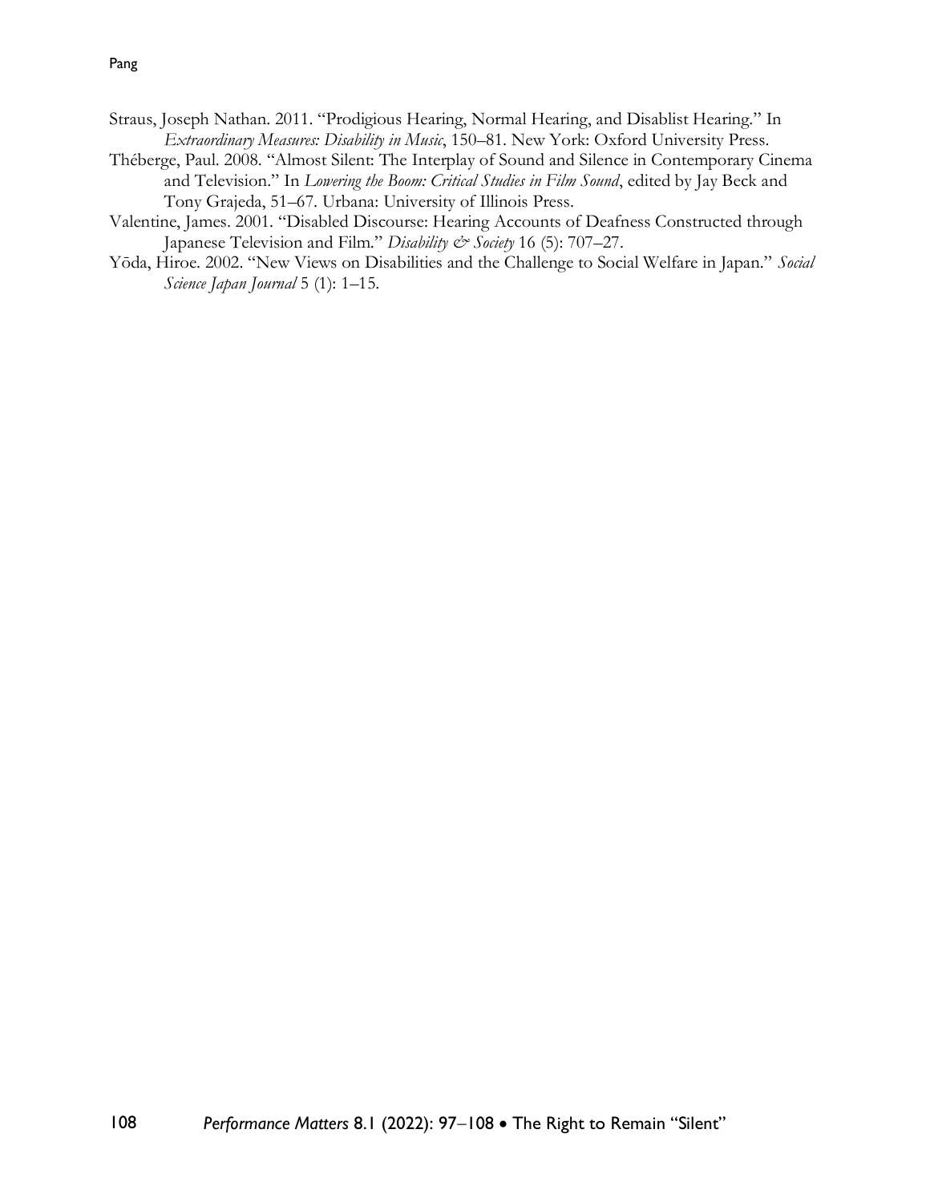Straus, Joseph Nathan. 2011. "Prodigious Hearing, Normal Hearing, and Disablist Hearing." In *Extraordinary Measures: Disability in Music*, 150–81. New York: Oxford University Press.

Théberge, Paul. 2008. "Almost Silent: The Interplay of Sound and Silence in Contemporary Cinema and Television." In *Lowering the Boom: Critical Studies in Film Sound*, edited by Jay Beck and Tony Grajeda, 51–67. Urbana: University of Illinois Press.

Valentine, James. 2001. "Disabled Discourse: Hearing Accounts of Deafness Constructed through Japanese Television and Film." *Disability & Society* 16 (5): 707–27.

Yōda, Hiroe. 2002. "New Views on Disabilities and the Challenge to Social Welfare in Japan." *Social Science Japan Journal* 5 (1): 1–15.